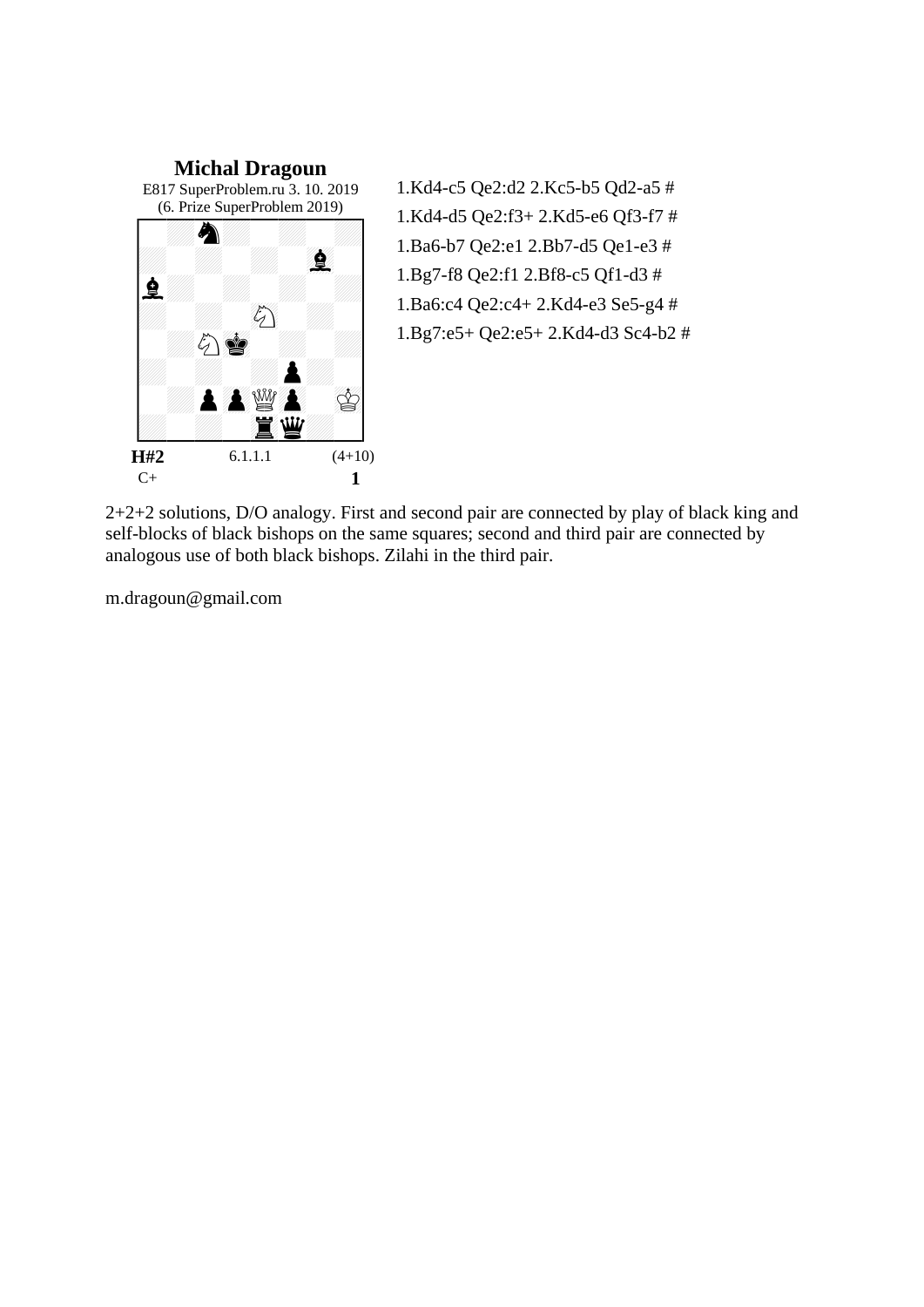## Michal Dragoun

E817 SuperProblem.ru 3. 10. 2019
(6. Prize SuperProblem 2019)

**H#2** 6.1.1.1 (4+10)
C+ **1**

1.Kd4-c5 Qe2:d2 2.Kc5-b5 Qd2-a5 #
1.Kd4-d5 Qe2:f3+ 2.Kd5-e6 Qf3-f7 #
1.Ba6-b7 Qe2:e1 2.Bb7-d5 Qe1-e3 #
1.Bg7-f8 Qe2:f1 2.Bf8-c5 Qf1-d3 #
1.Ba6:c4 Qe2:c4+ 2.Kd4-e3 Se5-g4 #
1.Bg7:e5+ Qe2:e5+ 2.Kd4-d3 Sc4-b2 #

2+2+2 solutions, D/O analogy. First and second pair are connected by play of black king and self-blocks of black bishops on the same squares; second and third pair are connected by analogous use of both black bishops. Zilahi in the third pair.

m.dragoun@gmail.com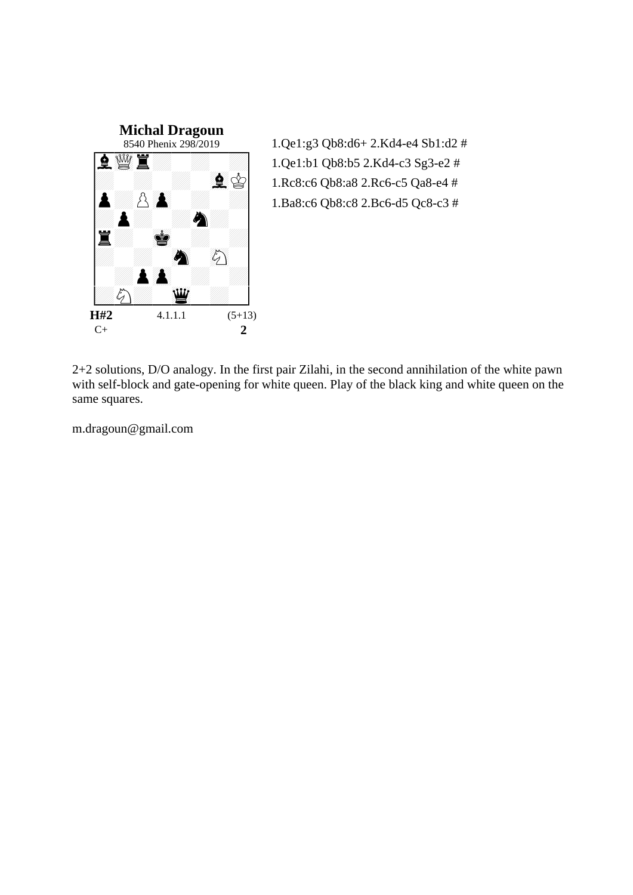**Michal Dragoun**

8540 Phenix 298/2019

H#2 &nbsp;&nbsp;&nbsp; 4.1.1.1 &nbsp;&nbsp;&nbsp; (5+13)

C+ &nbsp;&nbsp;&nbsp; **2**

1.Qe1:g3 Qb8:d6+ 2.Kd4-e4 Sb1:d2 #

1.Qe1:b1 Qb8:b5 2.Kd4-c3 Sg3-e2 #

1.Rc8:c6 Qb8:a8 2.Rc6-c5 Qa8-e4 #

1.Ba8:c6 Qb8:c8 2.Bc6-d5 Qc8-c3 #

2+2 solutions, D/O analogy. In the first pair Zilahi, in the second annihilation of the white pawn with self-block and gate-opening for white queen. Play of the black king and white queen on the same squares.

m.dragoun@gmail.com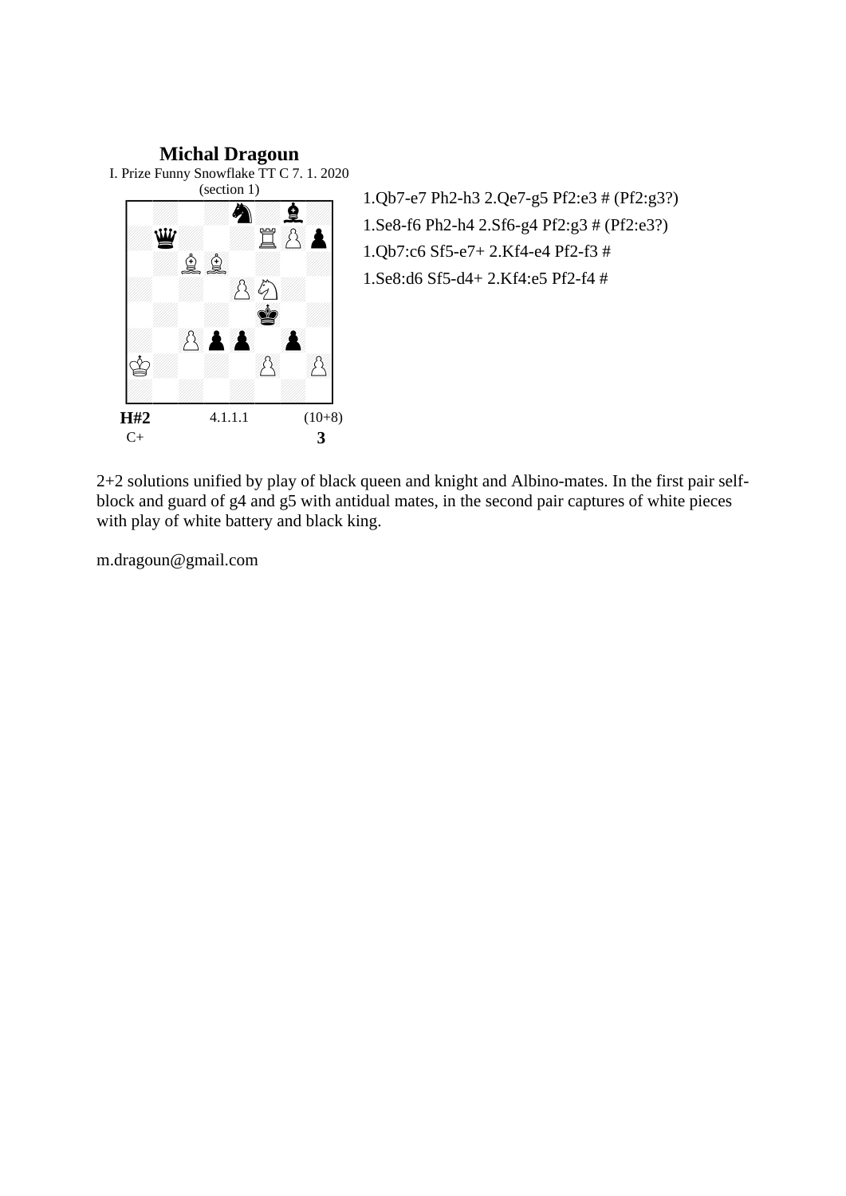## Michal Dragoun

I. Prize Funny Snowflake TT C 7. 1. 2020
(section 1)

**H#2** 4.1.1.1 (10+8)
C+

**3**

1.Qb7-e7 Ph2-h3 2.Qe7-g5 Pf2:e3 # (Pf2:g3?)
1.Se8-f6 Ph2-h4 2.Sf6-g4 Pf2:g3 # (Pf2:e3?)
1.Qb7:c6 Sf5-e7+ 2.Kf4-e4 Pf2-f3 #
1.Se8:d6 Sf5-d4+ 2.Kf4:e5 Pf2-f4 #

2+2 solutions unified by play of black queen and knight and Albino-mates. In the first pair self-block and guard of g4 and g5 with antidual mates, in the second pair captures of white pieces with play of white battery and black king.

m.dragoun@gmail.com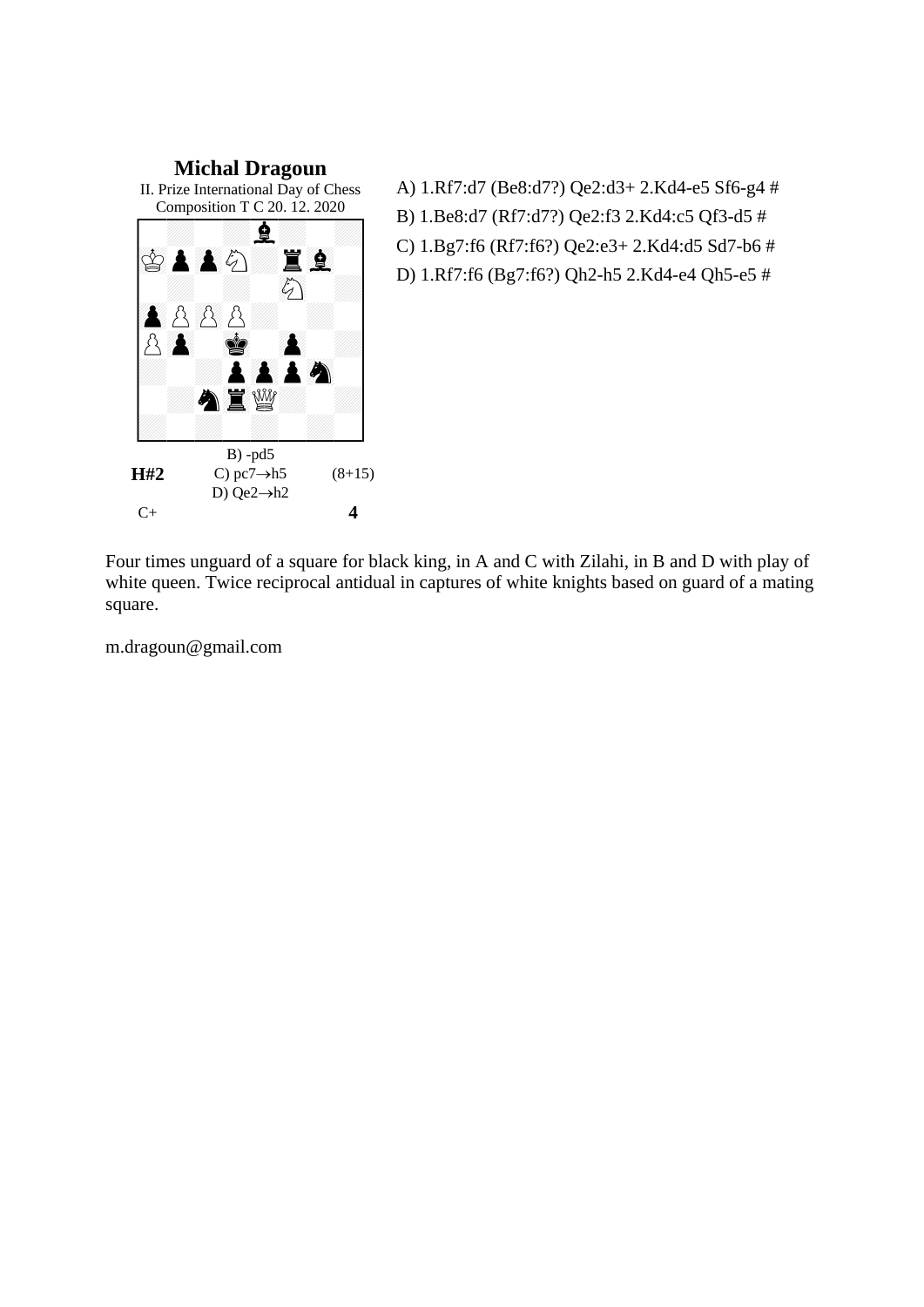## Michal Dragoun

II. Prize International Day of Chess Composition T C 20. 12. 2020

B) -pd5
C) pc7→h5
D) Qe2→h2

**H#2** (8+15)

C+ **4**

A) 1.Rf7:d7 (Be8:d7?) Qe2:d3+ 2.Kd4-e5 Sf6-g4 #

B) 1.Be8:d7 (Rf7:d7?) Qe2:f3 2.Kd4:c5 Qf3-d5 #

C) 1.Bg7:f6 (Rf7:f6?) Qe2:e3+ 2.Kd4:d5 Sd7-b6 #

D) 1.Rf7:f6 (Bg7:f6?) Qh2-h5 2.Kd4-e4 Qh5-e5 #

Four times unguard of a square for black king, in A and C with Zilahi, in B and D with play of white queen. Twice reciprocal antidual in captures of white knights based on guard of a mating square.

m.dragoun@gmail.com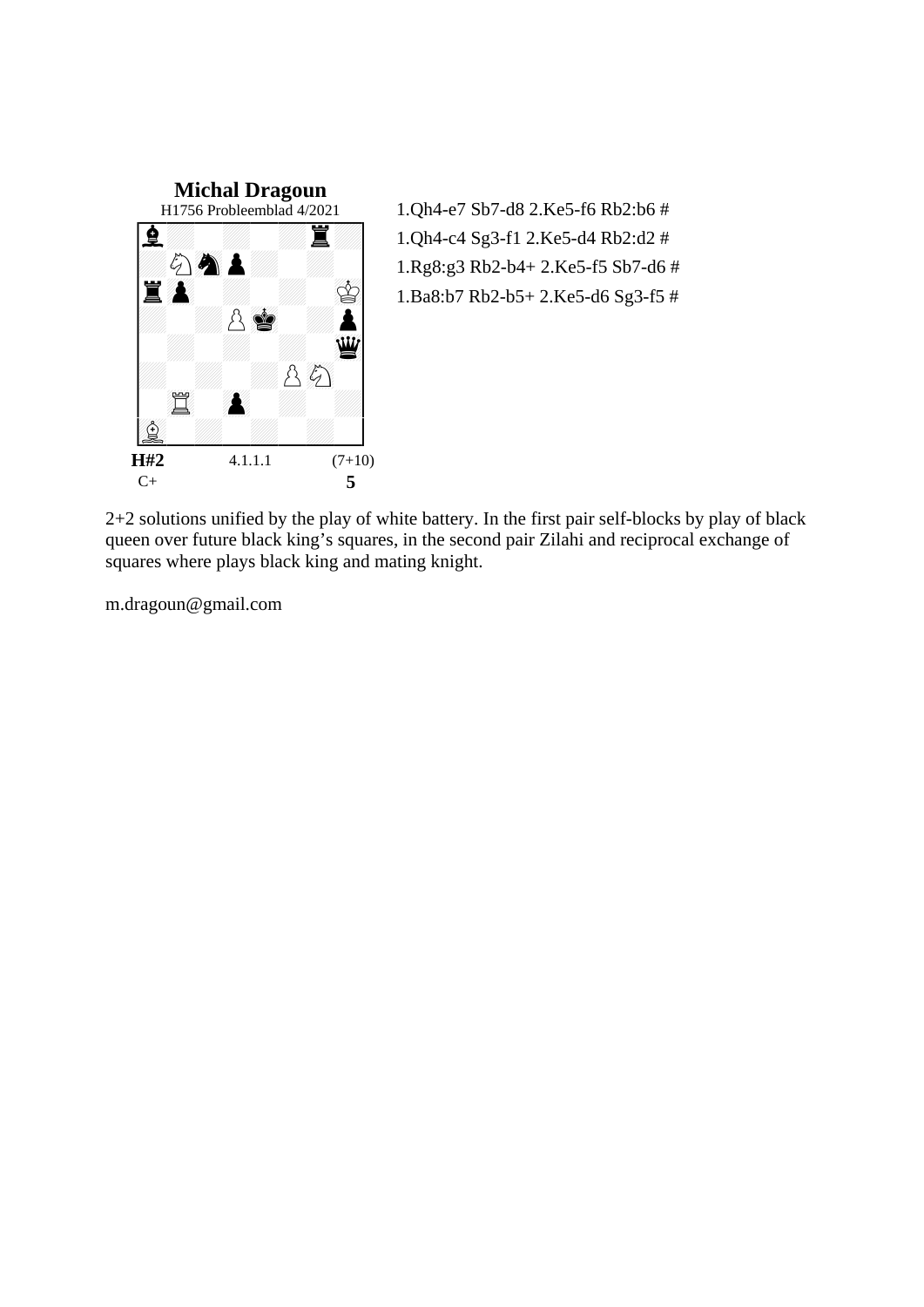**Michal Dragoun**

H1756 Probleemblad 4/2021

**H#2** 4.1.1.1 (7+10)

C+

1.Qh4-e7 Sb7-d8 2.Ke5-f6 Rb2:b6 #

1.Qh4-c4 Sg3-f1 2.Ke5-d4 Rb2:d2 #

1.Rg8:g3 Rb2-b4+ 2.Ke5-f5 Sb7-d6 #

1.Ba8:b7 Rb2-b5+ 2.Ke5-d6 Sg3-f5 #

2+2 solutions unified by the play of white battery. In the first pair self-blocks by play of black queen over future black king's squares, in the second pair Zilahi and reciprocal exchange of squares where plays black king and mating knight.

m.dragoun@gmail.com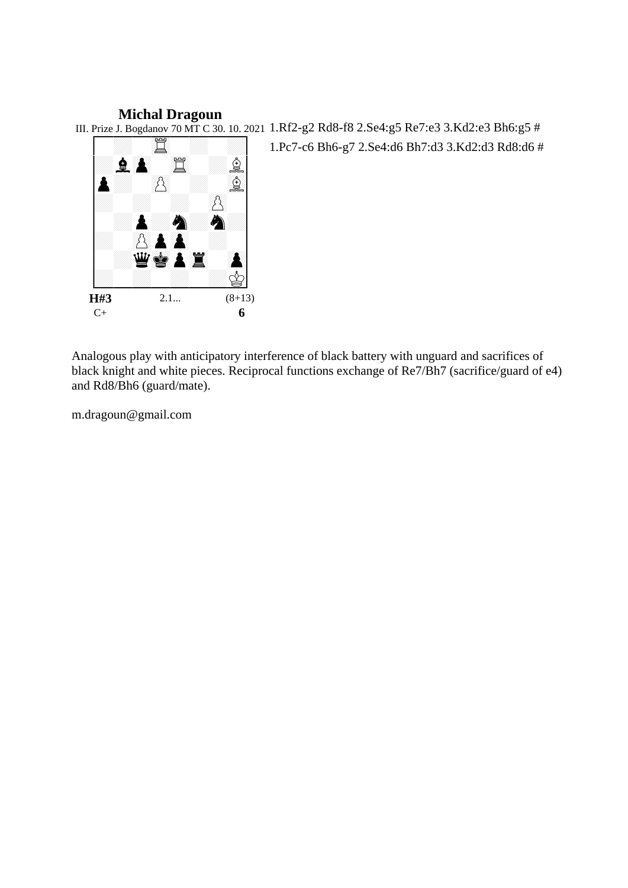**Michal Dragoun**

III. Prize J. Bogdanov 70 MT C 30. 10. 2021

1.Rf2-g2 Rd8-f8 2.Se4:g5 Re7:e3 3.Kd2:e3 Bh6:g5 #

1.Pc7-c6 Bh6-g7 2.Se4:d6 Bh7:d3 3.Kd2:d3 Rd8:d6 #

**H#3** 2.1... (8+13)

C+

**6**

Analogous play with anticipatory interference of black battery with unguard and sacrifices of black knight and white pieces. Reciprocal functions exchange of Re7/Bh7 (sacrifice/guard of e4) and Rd8/Bh6 (guard/mate).

m.dragoun@gmail.com